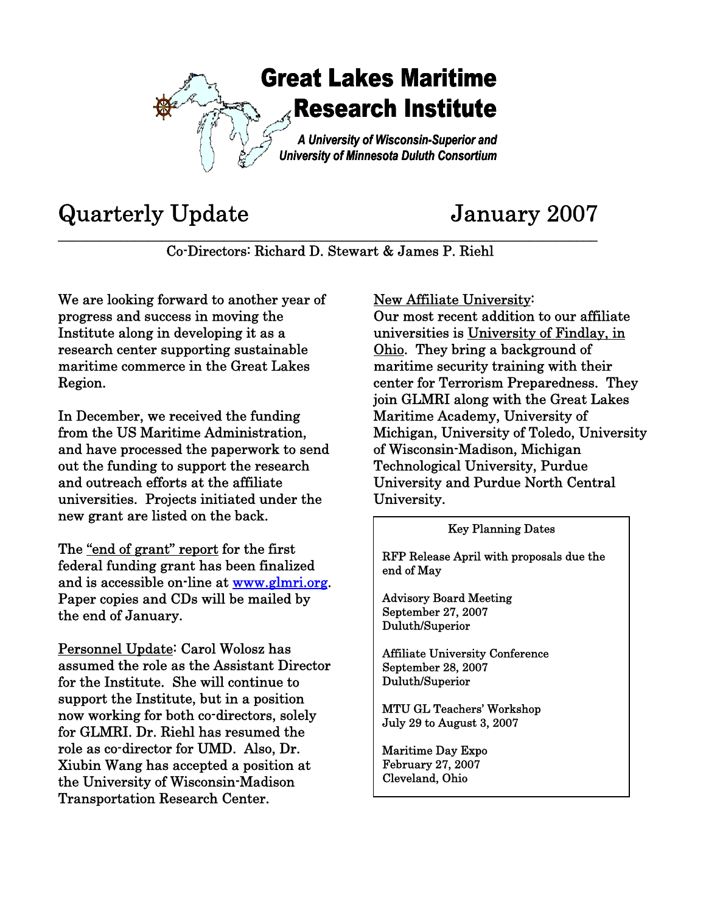# Great Lakes Maritime Research Institute

*A University of Wisconsin-Superior and University of Minnesota Duluth Consortium*

## Quarterly Update — January 2007

Co-Directors: Richard D. Stewart & James P. Riehl

We are looking forward to another year of progress and success in moving the Institute along in developing it as a research center supporting sustainable maritime commerce in the Great Lakes Region.

In December, we received the funding from the US Maritime Administration, and have processed the paperwork to send out the funding to support the research and outreach efforts at the affiliate universities. Projects initiated under the new grant are listed on the back.

The "end of grant" report for the first federal funding grant has been finalized and is accessible on-line at www.glmri.org. Paper copies and CDs will be mailed by the end of January.

Personnel Update: Carol Wolosz has assumed the role as the Assistant Director for the Institute. She will continue to support the Institute, but in a position now working for both co-directors, solely for GLMRI. Dr. Riehl has resumed the role as co-director for UMD. Also, Dr. Xiubin Wang has accepted a position at the University of Wisconsin-Madison Transportation Research Center.

New Affiliate University:
Our most recent addition to our affiliate universities is University of Findlay, in Ohio. They bring a background of maritime security training with their center for Terrorism Preparedness. They join GLMRI along with the Great Lakes Maritime Academy, University of Michigan, University of Toledo, University of Wisconsin-Madison, Michigan Technological University, Purdue University and Purdue North Central University.

**Key Planning Dates**

RFP Release April with proposals due the end of May

Advisory Board Meeting
September 27, 2007
Duluth/Superior

Affiliate University Conference
September 28, 2007
Duluth/Superior

MTU GL Teachers' Workshop
July 29 to August 3, 2007

Maritime Day Expo
February 27, 2007
Cleveland, Ohio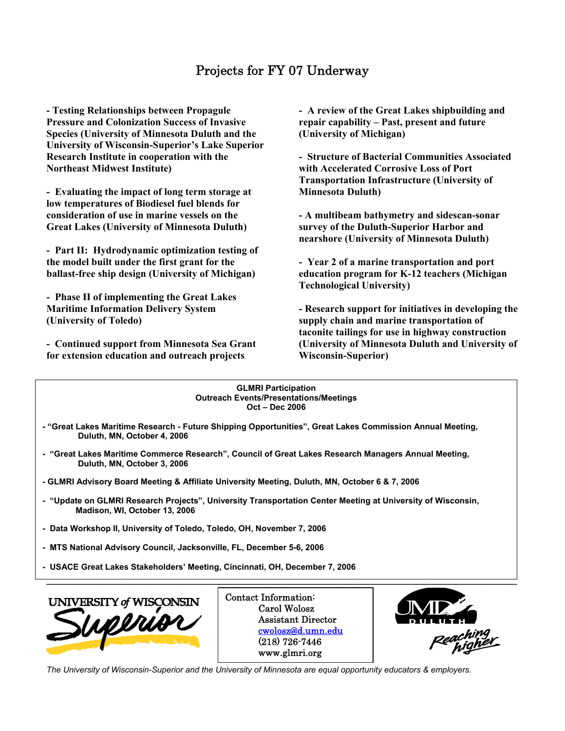# Projects for FY 07 Underway

- **Testing Relationships between Propagule Pressure and Colonization Success of Invasive Species (University of Minnesota Duluth and the University of Wisconsin-Superior's Lake Superior Research Institute in cooperation with the Northeast Midwest Institute)**

- **Evaluating the impact of long term storage at low temperatures of Biodiesel fuel blends for consideration of use in marine vessels on the Great Lakes (University of Minnesota Duluth)**

- **Part II: Hydrodynamic optimization testing of the model built under the first grant for the ballast-free ship design (University of Michigan)**

- **Phase II of implementing the Great Lakes Maritime Information Delivery System (University of Toledo)**

- **Continued support from Minnesota Sea Grant for extension education and outreach projects**

- **A review of the Great Lakes shipbuilding and repair capability – Past, present and future (University of Michigan)**

- **Structure of Bacterial Communities Associated with Accelerated Corrosive Loss of Port Transportation Infrastructure (University of Minnesota Duluth)**

- **A multibeam bathymetry and sidescan-sonar survey of the Duluth-Superior Harbor and nearshore (University of Minnesota Duluth)**

- **Year 2 of a marine transportation and port education program for K-12 teachers (Michigan Technological University)**

- **Research support for initiatives in developing the supply chain and marine transportation of taconite tailings for use in highway construction (University of Minnesota Duluth and University of Wisconsin-Superior)**

**GLMRI Participation**
**Outreach Events/Presentations/Meetings**
**Oct – Dec 2006**

- **"Great Lakes Maritime Research - Future Shipping Opportunities", Great Lakes Commission Annual Meeting, Duluth, MN, October 4, 2006**
- **"Great Lakes Maritime Commerce Research", Council of Great Lakes Research Managers Annual Meeting, Duluth, MN, October 3, 2006**
- **GLMRI Advisory Board Meeting & Affiliate University Meeting, Duluth, MN, October 6 & 7, 2006**
- **"Update on GLMRI Research Projects", University Transportation Center Meeting at University of Wisconsin, Madison, WI, October 13, 2006**
- **Data Workshop II, University of Toledo, Toledo, OH, November 7, 2006**
- **MTS National Advisory Council, Jacksonville, FL, December 5-6, 2006**
- **USACE Great Lakes Stakeholders' Meeting, Cincinnati, OH, December 7, 2006**

UNIVERSITY of WISCONSIN Superior

Contact Information:
Carol Wolosz
Assistant Director
cwolosz@d.umn.edu
(218) 726-7446
www.glmri.org

UMD DULUTH Reaching higher

*The University of Wisconsin-Superior and the University of Minnesota are equal opportunity educators & employers.*